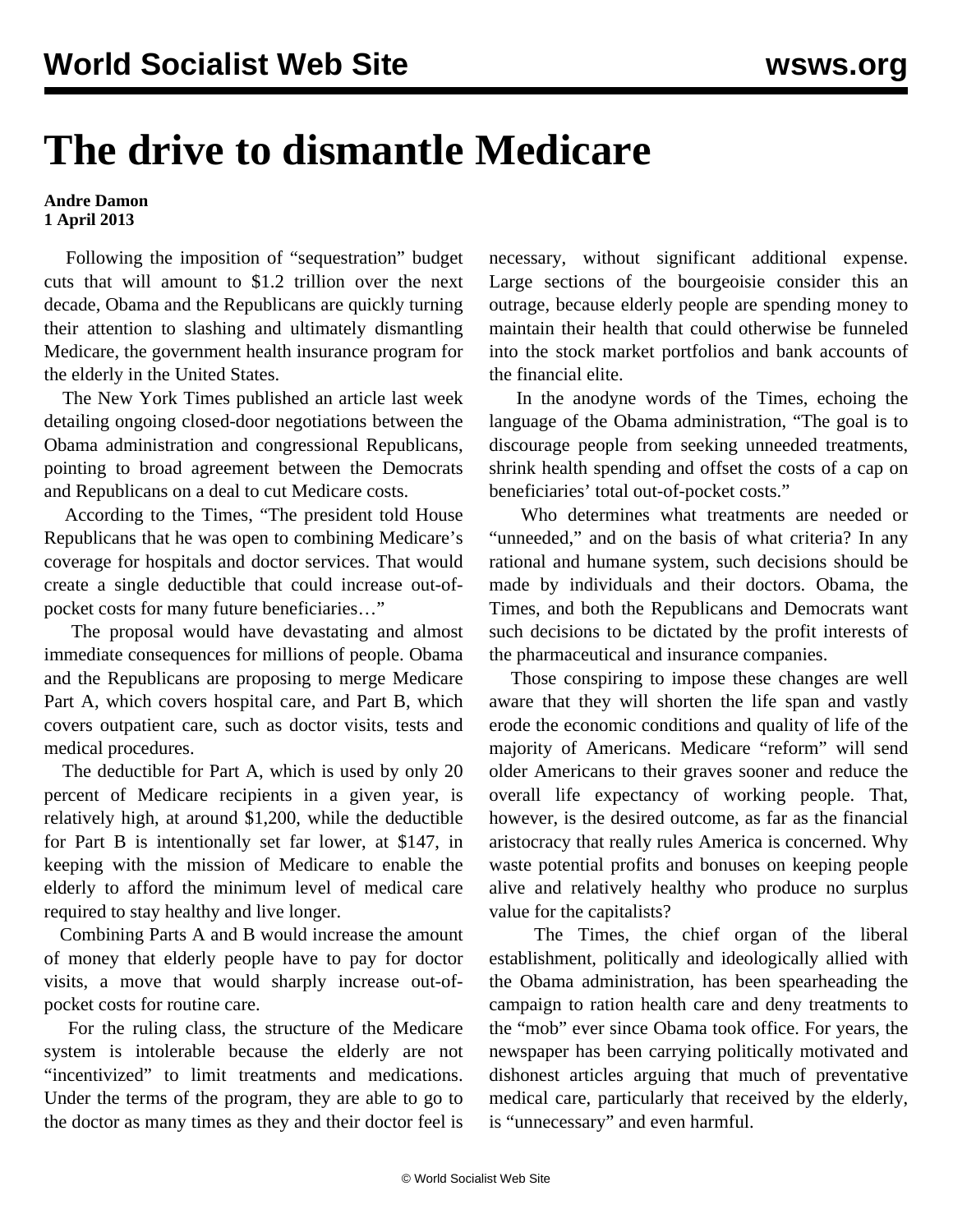# The drive to dismantle Medicare

**Andre Damon**
**1 April 2013**

Following the imposition of "sequestration" budget cuts that will amount to $1.2 trillion over the next decade, Obama and the Republicans are quickly turning their attention to slashing and ultimately dismantling Medicare, the government health insurance program for the elderly in the United States.

The New York Times published an article last week detailing ongoing closed-door negotiations between the Obama administration and congressional Republicans, pointing to broad agreement between the Democrats and Republicans on a deal to cut Medicare costs.

According to the Times, "The president told House Republicans that he was open to combining Medicare's coverage for hospitals and doctor services. That would create a single deductible that could increase out-of-pocket costs for many future beneficiaries…"

The proposal would have devastating and almost immediate consequences for millions of people. Obama and the Republicans are proposing to merge Medicare Part A, which covers hospital care, and Part B, which covers outpatient care, such as doctor visits, tests and medical procedures.

The deductible for Part A, which is used by only 20 percent of Medicare recipients in a given year, is relatively high, at around $1,200, while the deductible for Part B is intentionally set far lower, at $147, in keeping with the mission of Medicare to enable the elderly to afford the minimum level of medical care required to stay healthy and live longer.

Combining Parts A and B would increase the amount of money that elderly people have to pay for doctor visits, a move that would sharply increase out-of-pocket costs for routine care.

For the ruling class, the structure of the Medicare system is intolerable because the elderly are not "incentivized" to limit treatments and medications. Under the terms of the program, they are able to go to the doctor as many times as they and their doctor feel is necessary, without significant additional expense. Large sections of the bourgeoisie consider this an outrage, because elderly people are spending money to maintain their health that could otherwise be funneled into the stock market portfolios and bank accounts of the financial elite.

In the anodyne words of the Times, echoing the language of the Obama administration, "The goal is to discourage people from seeking unneeded treatments, shrink health spending and offset the costs of a cap on beneficiaries' total out-of-pocket costs."

Who determines what treatments are needed or "unneeded," and on the basis of what criteria? In any rational and humane system, such decisions should be made by individuals and their doctors. Obama, the Times, and both the Republicans and Democrats want such decisions to be dictated by the profit interests of the pharmaceutical and insurance companies.

Those conspiring to impose these changes are well aware that they will shorten the life span and vastly erode the economic conditions and quality of life of the majority of Americans. Medicare "reform" will send older Americans to their graves sooner and reduce the overall life expectancy of working people. That, however, is the desired outcome, as far as the financial aristocracy that really rules America is concerned. Why waste potential profits and bonuses on keeping people alive and relatively healthy who produce no surplus value for the capitalists?

The Times, the chief organ of the liberal establishment, politically and ideologically allied with the Obama administration, has been spearheading the campaign to ration health care and deny treatments to the "mob" ever since Obama took office. For years, the newspaper has been carrying politically motivated and dishonest articles arguing that much of preventative medical care, particularly that received by the elderly, is "unnecessary" and even harmful.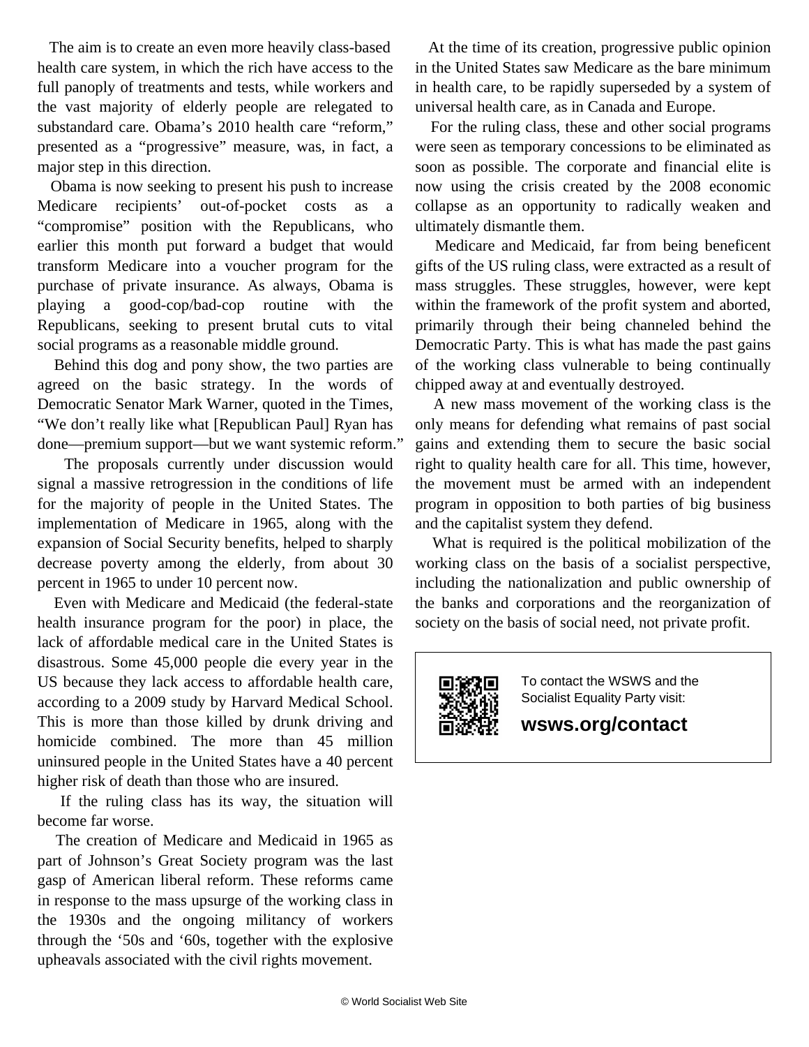The aim is to create an even more heavily class-based health care system, in which the rich have access to the full panoply of treatments and tests, while workers and the vast majority of elderly people are relegated to substandard care. Obama's 2010 health care "reform," presented as a "progressive" measure, was, in fact, a major step in this direction.

Obama is now seeking to present his push to increase Medicare recipients' out-of-pocket costs as a "compromise" position with the Republicans, who earlier this month put forward a budget that would transform Medicare into a voucher program for the purchase of private insurance. As always, Obama is playing a good-cop/bad-cop routine with the Republicans, seeking to present brutal cuts to vital social programs as a reasonable middle ground.

Behind this dog and pony show, the two parties are agreed on the basic strategy. In the words of Democratic Senator Mark Warner, quoted in the Times, "We don't really like what [Republican Paul] Ryan has done—premium support—but we want systemic reform."

The proposals currently under discussion would signal a massive retrogression in the conditions of life for the majority of people in the United States. The implementation of Medicare in 1965, along with the expansion of Social Security benefits, helped to sharply decrease poverty among the elderly, from about 30 percent in 1965 to under 10 percent now.

Even with Medicare and Medicaid (the federal-state health insurance program for the poor) in place, the lack of affordable medical care in the United States is disastrous. Some 45,000 people die every year in the US because they lack access to affordable health care, according to a 2009 study by Harvard Medical School. This is more than those killed by drunk driving and homicide combined. The more than 45 million uninsured people in the United States have a 40 percent higher risk of death than those who are insured.

If the ruling class has its way, the situation will become far worse.

The creation of Medicare and Medicaid in 1965 as part of Johnson's Great Society program was the last gasp of American liberal reform. These reforms came in response to the mass upsurge of the working class in the 1930s and the ongoing militancy of workers through the '50s and '60s, together with the explosive upheavals associated with the civil rights movement.

At the time of its creation, progressive public opinion in the United States saw Medicare as the bare minimum in health care, to be rapidly superseded by a system of universal health care, as in Canada and Europe.

For the ruling class, these and other social programs were seen as temporary concessions to be eliminated as soon as possible. The corporate and financial elite is now using the crisis created by the 2008 economic collapse as an opportunity to radically weaken and ultimately dismantle them.

Medicare and Medicaid, far from being beneficent gifts of the US ruling class, were extracted as a result of mass struggles. These struggles, however, were kept within the framework of the profit system and aborted, primarily through their being channeled behind the Democratic Party. This is what has made the past gains of the working class vulnerable to being continually chipped away at and eventually destroyed.

A new mass movement of the working class is the only means for defending what remains of past social gains and extending them to secure the basic social right to quality health care for all. This time, however, the movement must be armed with an independent program in opposition to both parties of big business and the capitalist system they defend.

What is required is the political mobilization of the working class on the basis of a socialist perspective, including the nationalization and public ownership of the banks and corporations and the reorganization of society on the basis of social need, not private profit.

To contact the WSWS and the Socialist Equality Party visit:

**wsws.org/contact**